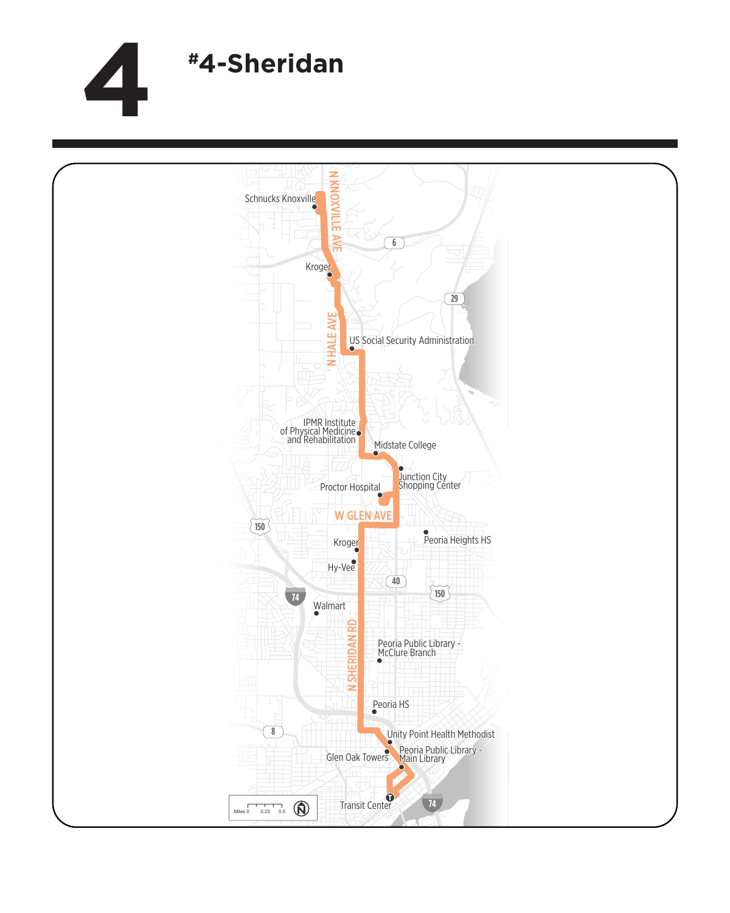# 4

## #4-Sheridan

N KNOXVILLE AVE

Schnucks Knoxville

6

Kroger

29

N HALE AVE

US Social Security Administration

IPMR Institute of Physical Medicine and Rehabilitation

Midstate College

Junction City Shopping Center

Proctor Hospital

W GLEN AVE

150

Kroger

Peoria Heights HS

Hy-Vee

40

150

74

Walmart

N SHERIDAN RD

Peoria Public Library - McClure Branch

Peoria HS

8

Unity Point Health Methodist

Peoria Public Library - Main Library

Glen Oak Towers

Transit Center

74

Miles 0 0.25 0.5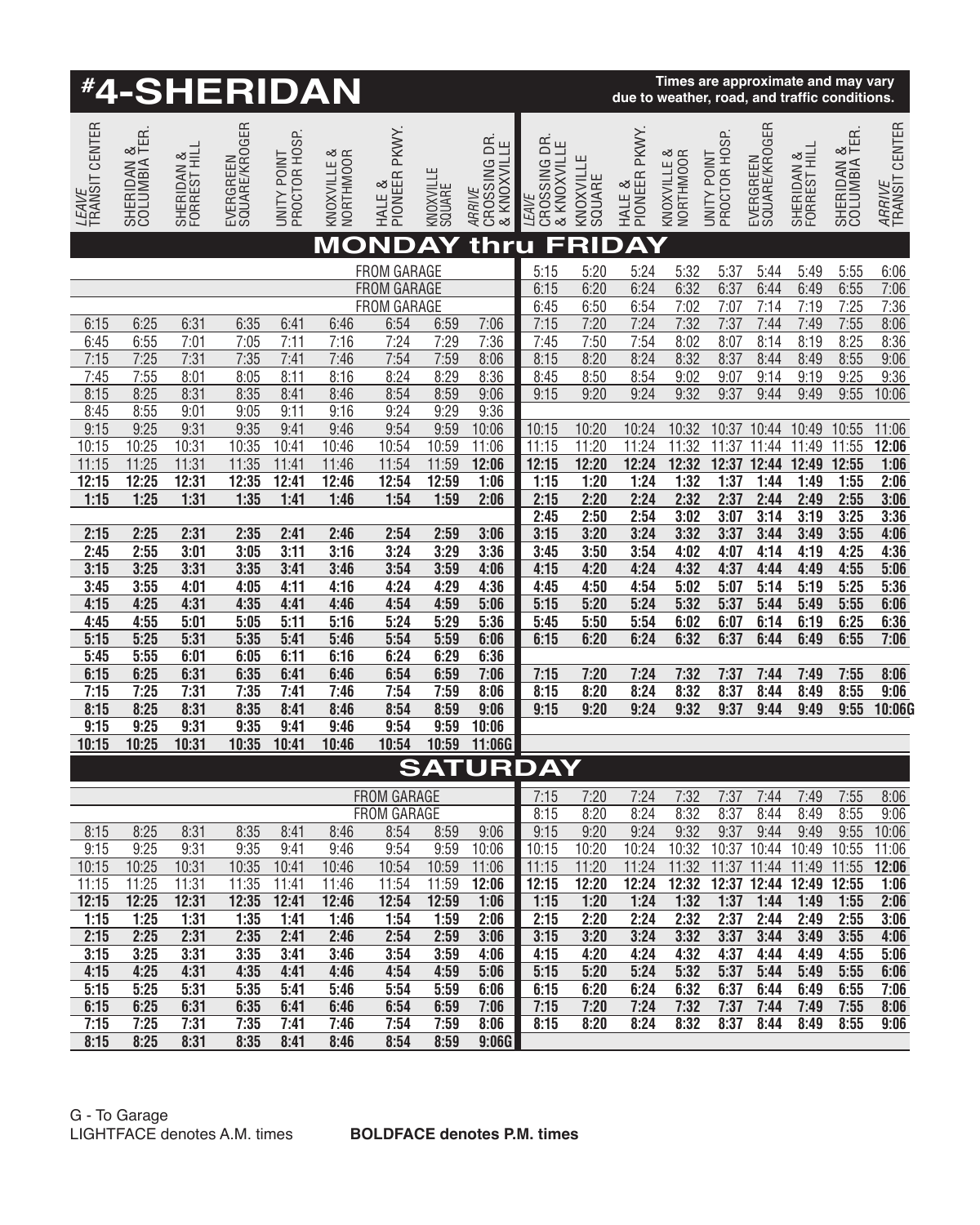# #4-SHERIDAN

**Times are approximate and may vary due to weather, road, and traffic conditions.**

| *LEAVE* TRANSIT CENTER | SHERIDAN & COLUMBIA TER. | SHERIDAN & FORREST HILL | EVERGREEN SQUARE/KROGER | UNITY POINT PROCTOR HOSP. | KNOXVILLE & NORTHMOOR | HALE & PIONEER PKWY. | KNOXVILLE SQUARE | *ARRIVE* CROSSING DR. & KNOXVILLE | *LEAVE* CROSSING DR. & KNOXVILLE | KNOXVILLE SQUARE | HALE & PIONEER PKWY. | KNOXVILLE & NORTHMOOR | UNITY POINT PROCTOR HOSP. | EVERGREEN SQUARE/KROGER | SHERIDAN & FORREST HILL | SHERIDAN & COLUMBIA TER. | *ARRIVE* TRANSIT CENTER |
|---|---|---|---|---|---|---|---|---|---|---|---|---|---|---|---|---|---|
| **MONDAY thru FRIDAY** | | | | | | | | | | | | | | | | | |
| | | | | | | FROM GARAGE | | | 5:15 | 5:20 | 5:24 | 5:32 | 5:37 | 5:44 | 5:49 | 5:55 | 6:06 |
| | | | | | | FROM GARAGE | | | 6:15 | 6:20 | 6:24 | 6:32 | 6:37 | 6:44 | 6:49 | 6:55 | 7:06 |
| | | | | | | FROM GARAGE | | | 6:45 | 6:50 | 6:54 | 7:02 | 7:07 | 7:14 | 7:19 | 7:25 | 7:36 |
| 6:15 | 6:25 | 6:31 | 6:35 | 6:41 | 6:46 | 6:54 | 6:59 | 7:06 | 7:15 | 7:20 | 7:24 | 7:32 | 7:37 | 7:44 | 7:49 | 7:55 | 8:06 |
| 6:45 | 6:55 | 7:01 | 7:05 | 7:11 | 7:16 | 7:24 | 7:29 | 7:36 | 7:45 | 7:50 | 7:54 | 8:02 | 8:07 | 8:14 | 8:19 | 8:25 | 8:36 |
| 7:15 | 7:25 | 7:31 | 7:35 | 7:41 | 7:46 | 7:54 | 7:59 | 8:06 | 8:15 | 8:20 | 8:24 | 8:32 | 8:37 | 8:44 | 8:49 | 8:55 | 9:06 |
| 7:45 | 7:55 | 8:01 | 8:05 | 8:11 | 8:16 | 8:24 | 8:29 | 8:36 | 8:45 | 8:50 | 8:54 | 9:02 | 9:07 | 9:14 | 9:19 | 9:25 | 9:36 |
| 8:15 | 8:25 | 8:31 | 8:35 | 8:41 | 8:46 | 8:54 | 8:59 | 9:06 | 9:15 | 9:20 | 9:24 | 9:32 | 9:37 | 9:44 | 9:49 | 9:55 | 10:06 |
| 8:45 | 8:55 | 9:01 | 9:05 | 9:11 | 9:16 | 9:24 | 9:29 | 9:36 | | | | | | | | | |
| 9:15 | 9:25 | 9:31 | 9:35 | 9:41 | 9:46 | 9:54 | 9:59 | 10:06 | 10:15 | 10:20 | 10:24 | 10:32 | 10:37 | 10:44 | 10:49 | 10:55 | 11:06 |
| 10:15 | 10:25 | 10:31 | 10:35 | 10:41 | 10:46 | 10:54 | 10:59 | 11:06 | 11:15 | 11:20 | 11:24 | 11:32 | 11:37 | 11:44 | 11:49 | 11:55 | **12:06** |
| 11:15 | 11:25 | 11:31 | 11:35 | 11:41 | 11:46 | 11:54 | 11:59 | **12:06** | **12:15** | **12:20** | **12:24** | **12:32** | **12:37** | **12:44** | **12:49** | **12:55** | **1:06** |
| **12:15** | **12:25** | **12:31** | **12:35** | **12:41** | **12:46** | **12:54** | **12:59** | **1:06** | **1:15** | **1:20** | **1:24** | **1:32** | **1:37** | **1:44** | **1:49** | **1:55** | **2:06** |
| **1:15** | **1:25** | **1:31** | **1:35** | **1:41** | **1:46** | **1:54** | **1:59** | **2:06** | **2:15** | **2:20** | **2:24** | **2:32** | **2:37** | **2:44** | **2:49** | **2:55** | **3:06** |
| | | | | | | | | | **2:45** | **2:50** | **2:54** | **3:02** | **3:07** | **3:14** | **3:19** | **3:25** | **3:36** |
| **2:15** | **2:25** | **2:31** | **2:35** | **2:41** | **2:46** | **2:54** | **2:59** | **3:06** | **3:15** | **3:20** | **3:24** | **3:32** | **3:37** | **3:44** | **3:49** | **3:55** | **4:06** |
| **2:45** | **2:55** | **3:01** | **3:05** | **3:11** | **3:16** | **3:24** | **3:29** | **3:36** | **3:45** | **3:50** | **3:54** | **4:02** | **4:07** | **4:14** | **4:19** | **4:25** | **4:36** |
| **3:15** | **3:25** | **3:31** | **3:35** | **3:41** | **3:46** | **3:54** | **3:59** | **4:06** | **4:15** | **4:20** | **4:24** | **4:32** | **4:37** | **4:44** | **4:49** | **4:55** | **5:06** |
| **3:45** | **3:55** | **4:01** | **4:05** | **4:11** | **4:16** | **4:24** | **4:29** | **4:36** | **4:45** | **4:50** | **4:54** | **5:02** | **5:07** | **5:14** | **5:19** | **5:25** | **5:36** |
| **4:15** | **4:25** | **4:31** | **4:35** | **4:41** | **4:46** | **4:54** | **4:59** | **5:06** | **5:15** | **5:20** | **5:24** | **5:32** | **5:37** | **5:44** | **5:49** | **5:55** | **6:06** |
| **4:45** | **4:55** | **5:01** | **5:05** | **5:11** | **5:16** | **5:24** | **5:29** | **5:36** | **5:45** | **5:50** | **5:54** | **6:02** | **6:07** | **6:14** | **6:19** | **6:25** | **6:36** |
| **5:15** | **5:25** | **5:31** | **5:35** | **5:41** | **5:46** | **5:54** | **5:59** | **6:06** | **6:15** | **6:20** | **6:24** | **6:32** | **6:37** | **6:44** | **6:49** | **6:55** | **7:06** |
| **5:45** | **5:55** | **6:01** | **6:05** | **6:11** | **6:16** | **6:24** | **6:29** | **6:36** | | | | | | | | | |
| **6:15** | **6:25** | **6:31** | **6:35** | **6:41** | **6:46** | **6:54** | **6:59** | **7:06** | **7:15** | **7:20** | **7:24** | **7:32** | **7:37** | **7:44** | **7:49** | **7:55** | **8:06** |
| **7:15** | **7:25** | **7:31** | **7:35** | **7:41** | **7:46** | **7:54** | **7:59** | **8:06** | **8:15** | **8:20** | **8:24** | **8:32** | **8:37** | **8:44** | **8:49** | **8:55** | **9:06** |
| **8:15** | **8:25** | **8:31** | **8:35** | **8:41** | **8:46** | **8:54** | **8:59** | **9:06** | **9:15** | **9:20** | **9:24** | **9:32** | **9:37** | **9:44** | **9:49** | **9:55** | **10:06G** |
| **9:15** | **9:25** | **9:31** | **9:35** | **9:41** | **9:46** | **9:54** | **9:59** | **10:06** | | | | | | | | | |
| **10:15** | **10:25** | **10:31** | **10:35** | **10:41** | **10:46** | **10:54** | **10:59** | **11:06G** | | | | | | | | | |
| **SATURDAY** | | | | | | | | | | | | | | | | | |
| | | | | | | FROM GARAGE | | | 7:15 | 7:20 | 7:24 | 7:32 | 7:37 | 7:44 | 7:49 | 7:55 | 8:06 |
| | | | | | | FROM GARAGE | | | 8:15 | 8:20 | 8:24 | 8:32 | 8:37 | 8:44 | 8:49 | 8:55 | 9:06 |
| 8:15 | 8:25 | 8:31 | 8:35 | 8:41 | 8:46 | 8:54 | 8:59 | 9:06 | 9:15 | 9:20 | 9:24 | 9:32 | 9:37 | 9:44 | 9:49 | 9:55 | 10:06 |
| 9:15 | 9:25 | 9:31 | 9:35 | 9:41 | 9:46 | 9:54 | 9:59 | 10:06 | 10:15 | 10:20 | 10:24 | 10:32 | 10:37 | 10:44 | 10:49 | 10:55 | 11:06 |
| 10:15 | 10:25 | 10:31 | 10:35 | 10:41 | 10:46 | 10:54 | 10:59 | 11:06 | 11:15 | 11:20 | 11:24 | 11:32 | 11:37 | 11:44 | 11:49 | 11:55 | **12:06** |
| 11:15 | 11:25 | 11:31 | 11:35 | 11:41 | 11:46 | 11:54 | 11:59 | **12:06** | **12:15** | **12:20** | **12:24** | **12:32** | **12:37** | **12:44** | **12:49** | **12:55** | **1:06** |
| **12:15** | **12:25** | **12:31** | **12:35** | **12:41** | **12:46** | **12:54** | **12:59** | **1:06** | **1:15** | **1:20** | **1:24** | **1:32** | **1:37** | **1:44** | **1:49** | **1:55** | **2:06** |
| **1:15** | **1:25** | **1:31** | **1:35** | **1:41** | **1:46** | **1:54** | **1:59** | **2:06** | **2:15** | **2:20** | **2:24** | **2:32** | **2:37** | **2:44** | **2:49** | **2:55** | **3:06** |
| **2:15** | **2:25** | **2:31** | **2:35** | **2:41** | **2:46** | **2:54** | **2:59** | **3:06** | **3:15** | **3:20** | **3:24** | **3:32** | **3:37** | **3:44** | **3:49** | **3:55** | **4:06** |
| **3:15** | **3:25** | **3:31** | **3:35** | **3:41** | **3:46** | **3:54** | **3:59** | **4:06** | **4:15** | **4:20** | **4:24** | **4:32** | **4:37** | **4:44** | **4:49** | **4:55** | **5:06** |
| **4:15** | **4:25** | **4:31** | **4:35** | **4:41** | **4:46** | **4:54** | **4:59** | **5:06** | **5:15** | **5:20** | **5:24** | **5:32** | **5:37** | **5:44** | **5:49** | **5:55** | **6:06** |
| **5:15** | **5:25** | **5:31** | **5:35** | **5:41** | **5:46** | **5:54** | **5:59** | **6:06** | **6:15** | **6:20** | **6:24** | **6:32** | **6:37** | **6:44** | **6:49** | **6:55** | **7:06** |
| **6:15** | **6:25** | **6:31** | **6:35** | **6:41** | **6:46** | **6:54** | **6:59** | **7:06** | **7:15** | **7:20** | **7:24** | **7:32** | **7:37** | **7:44** | **7:49** | **7:55** | **8:06** |
| **7:15** | **7:25** | **7:31** | **7:35** | **7:41** | **7:46** | **7:54** | **7:59** | **8:06** | **8:15** | **8:20** | **8:24** | **8:32** | **8:37** | **8:44** | **8:49** | **8:55** | **9:06** |
| **8:15** | **8:25** | **8:31** | **8:35** | **8:41** | **8:46** | **8:54** | **8:59** | **9:06G** | | | | | | | | | |

G - To Garage
LIGHTFACE denotes A.M. times

**BOLDFACE denotes P.M. times**